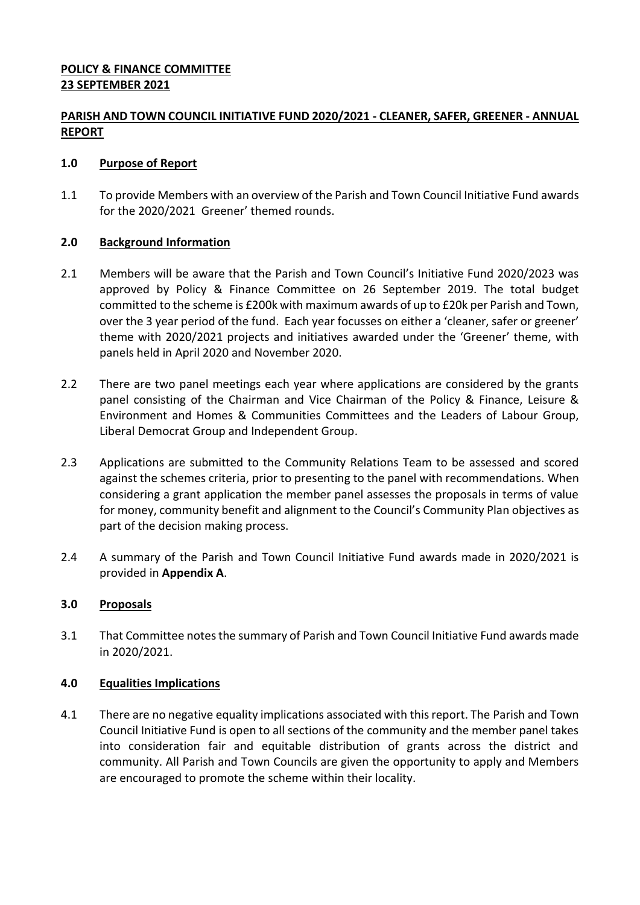**POLICY & FINANCE COMMITTEE**
**23 SEPTEMBER 2021**

## PARISH AND TOWN COUNCIL INITIATIVE FUND 2020/2021 - CLEANER, SAFER, GREENER - ANNUAL REPORT

### 1.0 Purpose of Report

1.1 To provide Members with an overview of the Parish and Town Council Initiative Fund awards for the 2020/2021 Greener' themed rounds.

### 2.0 Background Information

2.1 Members will be aware that the Parish and Town Council's Initiative Fund 2020/2023 was approved by Policy & Finance Committee on 26 September 2019. The total budget committed to the scheme is £200k with maximum awards of up to £20k per Parish and Town, over the 3 year period of the fund. Each year focusses on either a 'cleaner, safer or greener' theme with 2020/2021 projects and initiatives awarded under the 'Greener' theme, with panels held in April 2020 and November 2020.

2.2 There are two panel meetings each year where applications are considered by the grants panel consisting of the Chairman and Vice Chairman of the Policy & Finance, Leisure & Environment and Homes & Communities Committees and the Leaders of Labour Group, Liberal Democrat Group and Independent Group.

2.3 Applications are submitted to the Community Relations Team to be assessed and scored against the schemes criteria, prior to presenting to the panel with recommendations. When considering a grant application the member panel assesses the proposals in terms of value for money, community benefit and alignment to the Council's Community Plan objectives as part of the decision making process.

2.4 A summary of the Parish and Town Council Initiative Fund awards made in 2020/2021 is provided in **Appendix A**.

### 3.0 Proposals

3.1 That Committee notes the summary of Parish and Town Council Initiative Fund awards made in 2020/2021.

### 4.0 Equalities Implications

4.1 There are no negative equality implications associated with this report. The Parish and Town Council Initiative Fund is open to all sections of the community and the member panel takes into consideration fair and equitable distribution of grants across the district and community. All Parish and Town Councils are given the opportunity to apply and Members are encouraged to promote the scheme within their locality.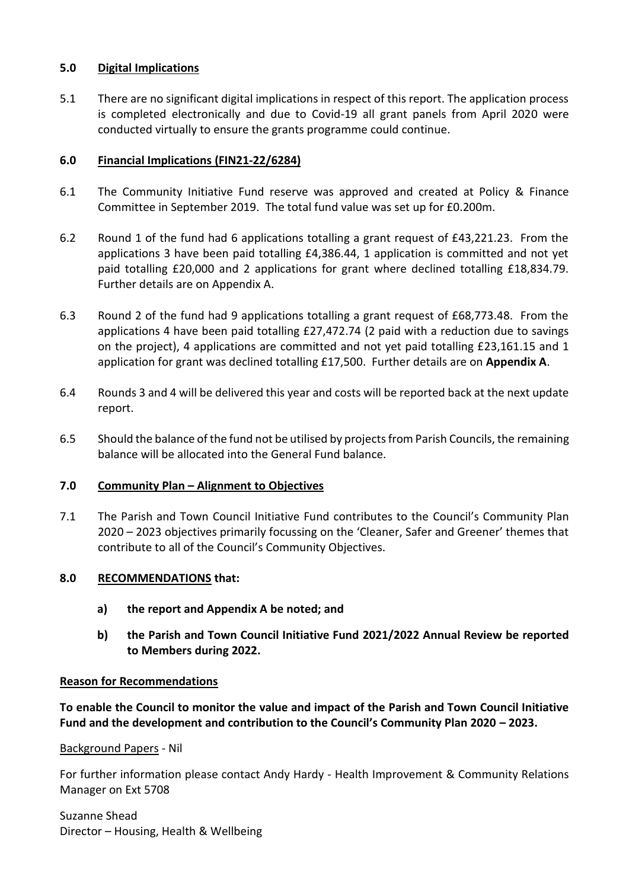## 5.0 Digital Implications

5.1 There are no significant digital implications in respect of this report. The application process is completed electronically and due to Covid-19 all grant panels from April 2020 were conducted virtually to ensure the grants programme could continue.

## 6.0 Financial Implications (FIN21-22/6284)

6.1 The Community Initiative Fund reserve was approved and created at Policy & Finance Committee in September 2019. The total fund value was set up for £0.200m.

6.2 Round 1 of the fund had 6 applications totalling a grant request of £43,221.23. From the applications 3 have been paid totalling £4,386.44, 1 application is committed and not yet paid totalling £20,000 and 2 applications for grant where declined totalling £18,834.79. Further details are on Appendix A.

6.3 Round 2 of the fund had 9 applications totalling a grant request of £68,773.48. From the applications 4 have been paid totalling £27,472.74 (2 paid with a reduction due to savings on the project), 4 applications are committed and not yet paid totalling £23,161.15 and 1 application for grant was declined totalling £17,500. Further details are on **Appendix A**.

6.4 Rounds 3 and 4 will be delivered this year and costs will be reported back at the next update report.

6.5 Should the balance of the fund not be utilised by projects from Parish Councils, the remaining balance will be allocated into the General Fund balance.

## 7.0 Community Plan – Alignment to Objectives

7.1 The Parish and Town Council Initiative Fund contributes to the Council's Community Plan 2020 – 2023 objectives primarily focussing on the 'Cleaner, Safer and Greener' themes that contribute to all of the Council's Community Objectives.

## 8.0 RECOMMENDATIONS that:

**a) the report and Appendix A be noted; and**

**b) the Parish and Town Council Initiative Fund 2021/2022 Annual Review be reported to Members during 2022.**

**Reason for Recommendations**

**To enable the Council to monitor the value and impact of the Parish and Town Council Initiative Fund and the development and contribution to the Council's Community Plan 2020 – 2023.**

Background Papers - Nil

For further information please contact Andy Hardy - Health Improvement & Community Relations Manager on Ext 5708

Suzanne Shead
Director – Housing, Health & Wellbeing